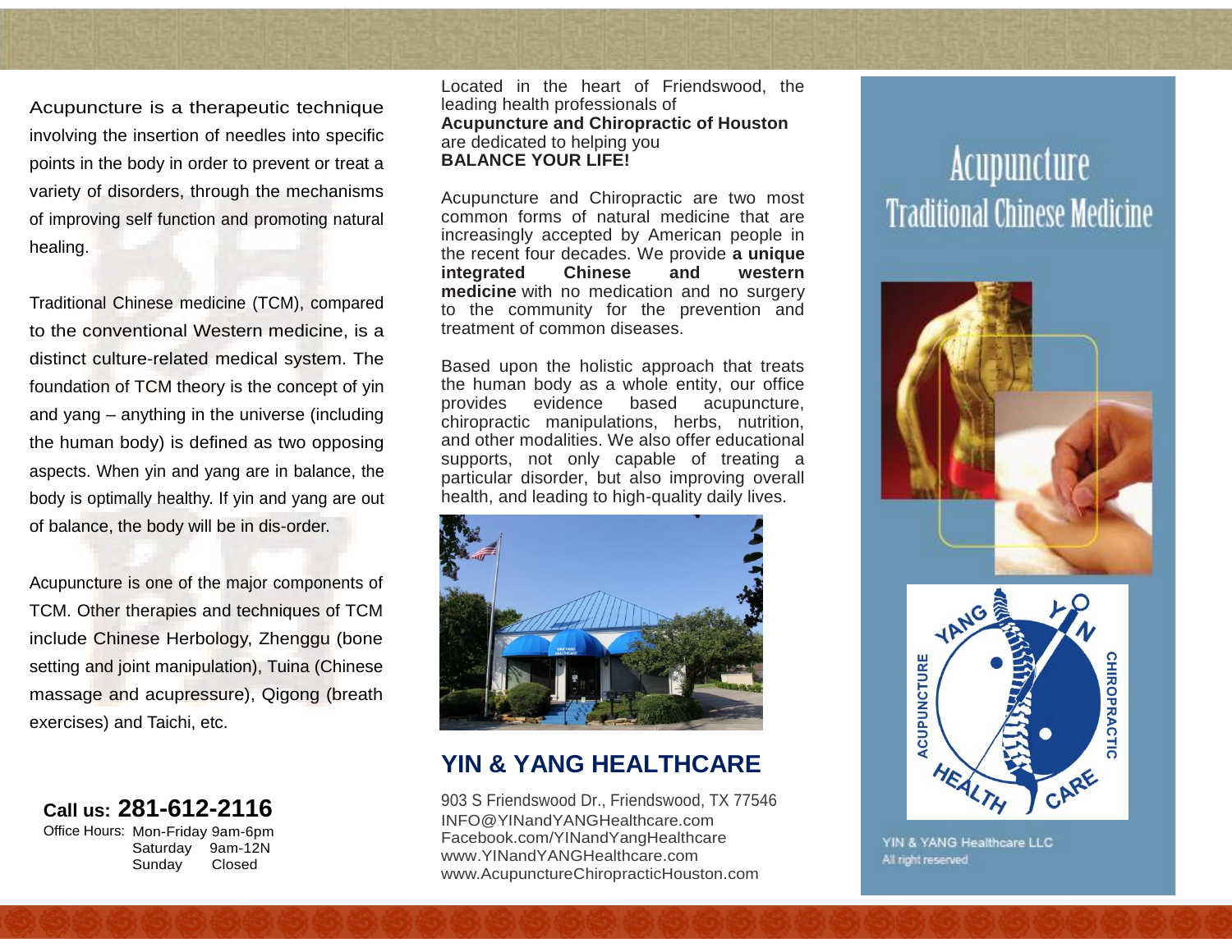Acupuncture is a therapeutic technique involving the insertion of needles into specific points in the body in order to prevent or treat a variety of disorders, through the mechanisms of improving self function and promoting natural healing.

Traditional Chinese medicine (TCM), compared to the conventional Western medicine, is a distinct culture-related medical system. The foundation of TCM theory is the concept of yin and yang – anything in the universe (including the human body) is defined as two opposing aspects. When yin and yang are in balance, the body is optimally healthy. If yin and yang are out of balance, the body will be in dis-order.

Acupuncture is one of the major components of TCM. Other therapies and techniques of TCM include Chinese Herbology, Zhenggu (bone setting and joint manipulation), Tuina (Chinese massage and acupressure), Qigong (breath exercises) and Taichi, etc.

**Call us: 281-612-2116**

Office Hours: Mon-Friday 9am-6pm
Saturday 9am-12N
Sunday Closed

Located in the heart of Friendswood, the leading health professionals of **Acupuncture and Chiropractic of Houston** are dedicated to helping you **BALANCE YOUR LIFE!**

Acupuncture and Chiropractic are two most common forms of natural medicine that are increasingly accepted by American people in the recent four decades. We provide **a unique integrated Chinese and western medicine** with no medication and no surgery to the community for the prevention and treatment of common diseases.

Based upon the holistic approach that treats the human body as a whole entity, our office provides evidence based acupuncture, chiropractic manipulations, herbs, nutrition, and other modalities. We also offer educational supports, not only capable of treating a particular disorder, but also improving overall health, and leading to high-quality daily lives.

## YIN & YANG HEALTHCARE

903 S Friendswood Dr., Friendswood, TX 77546
INFO@YINandYANGHealthcare.com
Facebook.com/YINandYangHealthcare
www.YINandYANGHealthcare.com
www.AcupunctureChiropracticHouston.com

# Acupuncture
## Traditional Chinese Medicine

YANG YIN ACUPUNCTURE CHIROPRACTIC HEALTH CARE

YIN & YANG Healthcare LLC
All right reserved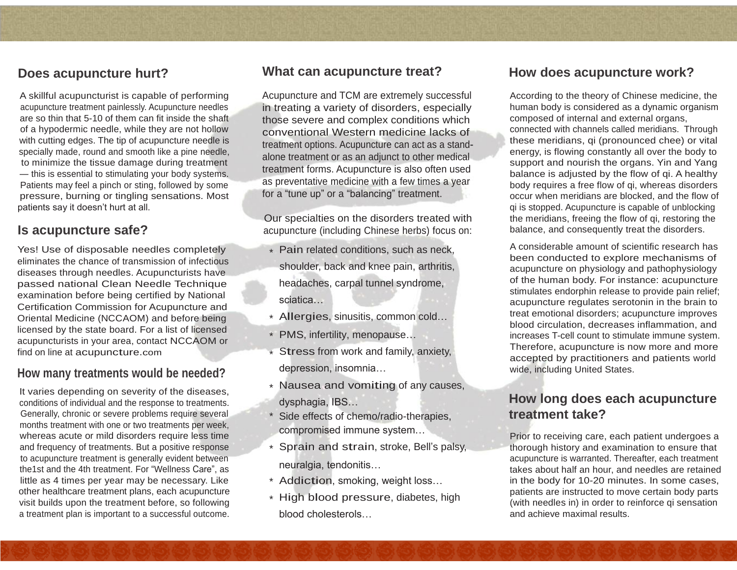## Does acupuncture hurt?

A skillful acupuncturist is capable of performing acupuncture treatment painlessly. Acupuncture needles are so thin that 5-10 of them can fit inside the shaft of a hypodermic needle, while they are not hollow with cutting edges. The tip of acupuncture needle is specially made, round and smooth like a pine needle, to minimize the tissue damage during treatment — this is essential to stimulating your body systems. Patients may feel a pinch or sting, followed by some pressure, burning or tingling sensations. Most patients say it doesn't hurt at all.

## Is acupuncture safe?

Yes! Use of disposable needles completely eliminates the chance of transmission of infectious diseases through needles. Acupuncturists have passed national Clean Needle Technique examination before being certified by National Certification Commission for Acupuncture and Oriental Medicine (NCCAOM) and before being licensed by the state board. For a list of licensed acupuncturists in your area, contact NCCAOM or find on line at acupuncture.com

## How many treatments would be needed?

It varies depending on severity of the diseases, conditions of individual and the response to treatments. Generally, chronic or severe problems require several months treatment with one or two treatments per week, whereas acute or mild disorders require less time and frequency of treatments. But a positive response to acupuncture treatment is generally evident between the1st and the 4th treatment. For "Wellness Care", as little as 4 times per year may be necessary. Like other healthcare treatment plans, each acupuncture visit builds upon the treatment before, so following a treatment plan is important to a successful outcome.

## What can acupuncture treat?

Acupuncture and TCM are extremely successful in treating a variety of disorders, especially those severe and complex conditions which conventional Western medicine lacks of treatment options. Acupuncture can act as a stand-alone treatment or as an adjunct to other medical treatment forms. Acupuncture is also often used as preventative medicine with a few times a year for a "tune up" or a "balancing" treatment.

Our specialties on the disorders treated with acupuncture (including Chinese herbs) focus on:

* Pain related conditions, such as neck, shoulder, back and knee pain, arthritis, headaches, carpal tunnel syndrome, sciatica…
* Allergies, sinusitis, common cold…
* PMS, infertility, menopause…
* Stress from work and family, anxiety, depression, insomnia…
* Nausea and vomiting of any causes, dysphagia, IBS…
* Side effects of chemo/radio-therapies, compromised immune system…
* Sprain and strain, stroke, Bell's palsy, neuralgia, tendonitis…
* Addiction, smoking, weight loss…
* High blood pressure, diabetes, high blood cholesterols…

## How does acupuncture work?

According to the theory of Chinese medicine, the human body is considered as a dynamic organism composed of internal and external organs, connected with channels called meridians. Through these meridians, qi (pronounced chee) or vital energy, is flowing constantly all over the body to support and nourish the organs. Yin and Yang balance is adjusted by the flow of qi. A healthy body requires a free flow of qi, whereas disorders occur when meridians are blocked, and the flow of qi is stopped. Acupuncture is capable of unblocking the meridians, freeing the flow of qi, restoring the balance, and consequently treat the disorders.

A considerable amount of scientific research has been conducted to explore mechanisms of acupuncture on physiology and pathophysiology of the human body. For instance: acupuncture stimulates endorphin release to provide pain relief; acupuncture regulates serotonin in the brain to treat emotional disorders; acupuncture improves blood circulation, decreases inflammation, and increases T-cell count to stimulate immune system. Therefore, acupuncture is now more and more accepted by practitioners and patients world wide, including United States.

## How long does each acupuncture treatment take?

Prior to receiving care, each patient undergoes a thorough history and examination to ensure that acupuncture is warranted. Thereafter, each treatment takes about half an hour, and needles are retained in the body for 10-20 minutes. In some cases, patients are instructed to move certain body parts (with needles in) in order to reinforce qi sensation and achieve maximal results.